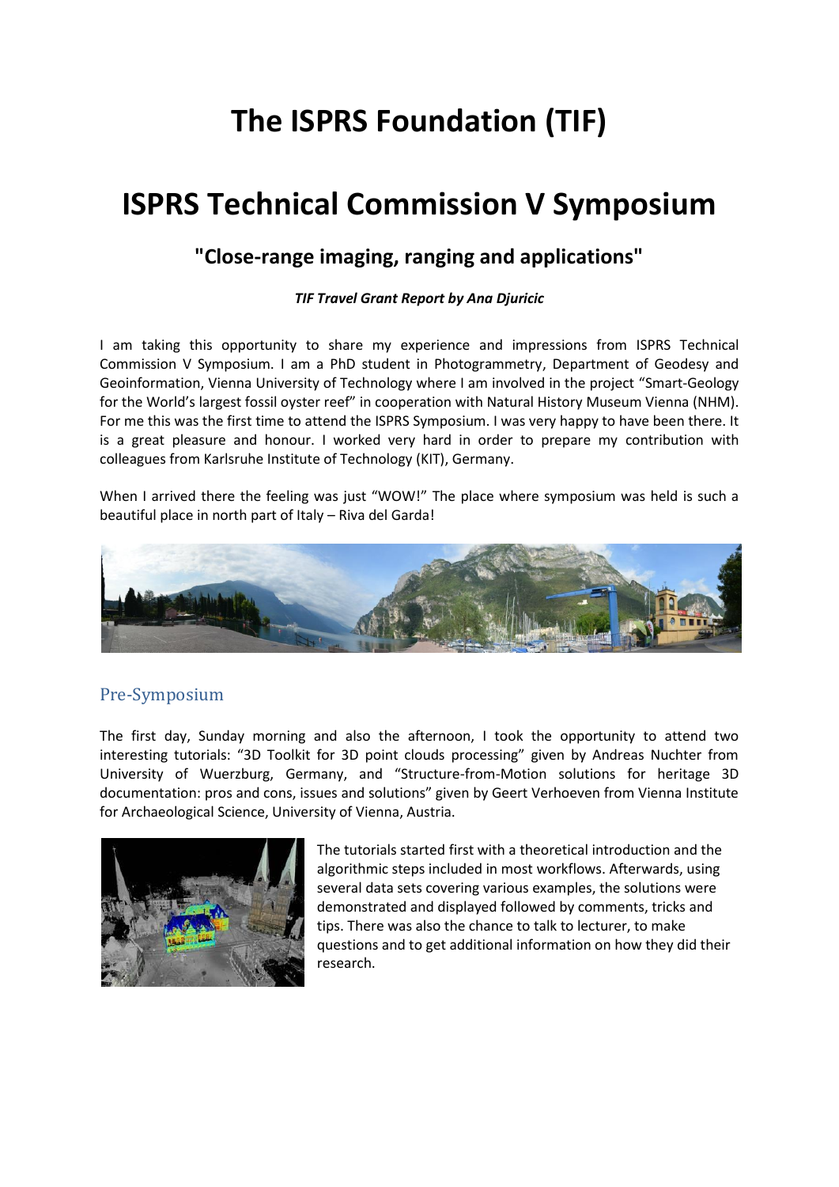# The ISPRS Foundation (TIF)

# ISPRS Technical Commission V Symposium

## "Close-range imaging, ranging and applications"

***TIF Travel Grant Report by Ana Djuricic***

I am taking this opportunity to share my experience and impressions from ISPRS Technical Commission V Symposium. I am a PhD student in Photogrammetry, Department of Geodesy and Geoinformation, Vienna University of Technology where I am involved in the project "Smart-Geology for the World's largest fossil oyster reef" in cooperation with Natural History Museum Vienna (NHM). For me this was the first time to attend the ISPRS Symposium. I was very happy to have been there. It is a great pleasure and honour. I worked very hard in order to prepare my contribution with colleagues from Karlsruhe Institute of Technology (KIT), Germany.

When I arrived there the feeling was just "WOW!" The place where symposium was held is such a beautiful place in north part of Italy – Riva del Garda!

## Pre-Symposium

The first day, Sunday morning and also the afternoon, I took the opportunity to attend two interesting tutorials: "3D Toolkit for 3D point clouds processing" given by Andreas Nuchter from University of Wuerzburg, Germany, and "Structure-from-Motion solutions for heritage 3D documentation: pros and cons, issues and solutions" given by Geert Verhoeven from Vienna Institute for Archaeological Science, University of Vienna, Austria.

The tutorials started first with a theoretical introduction and the algorithmic steps included in most workflows. Afterwards, using several data sets covering various examples, the solutions were demonstrated and displayed followed by comments, tricks and tips. There was also the chance to talk to lecturer, to make questions and to get additional information on how they did their research.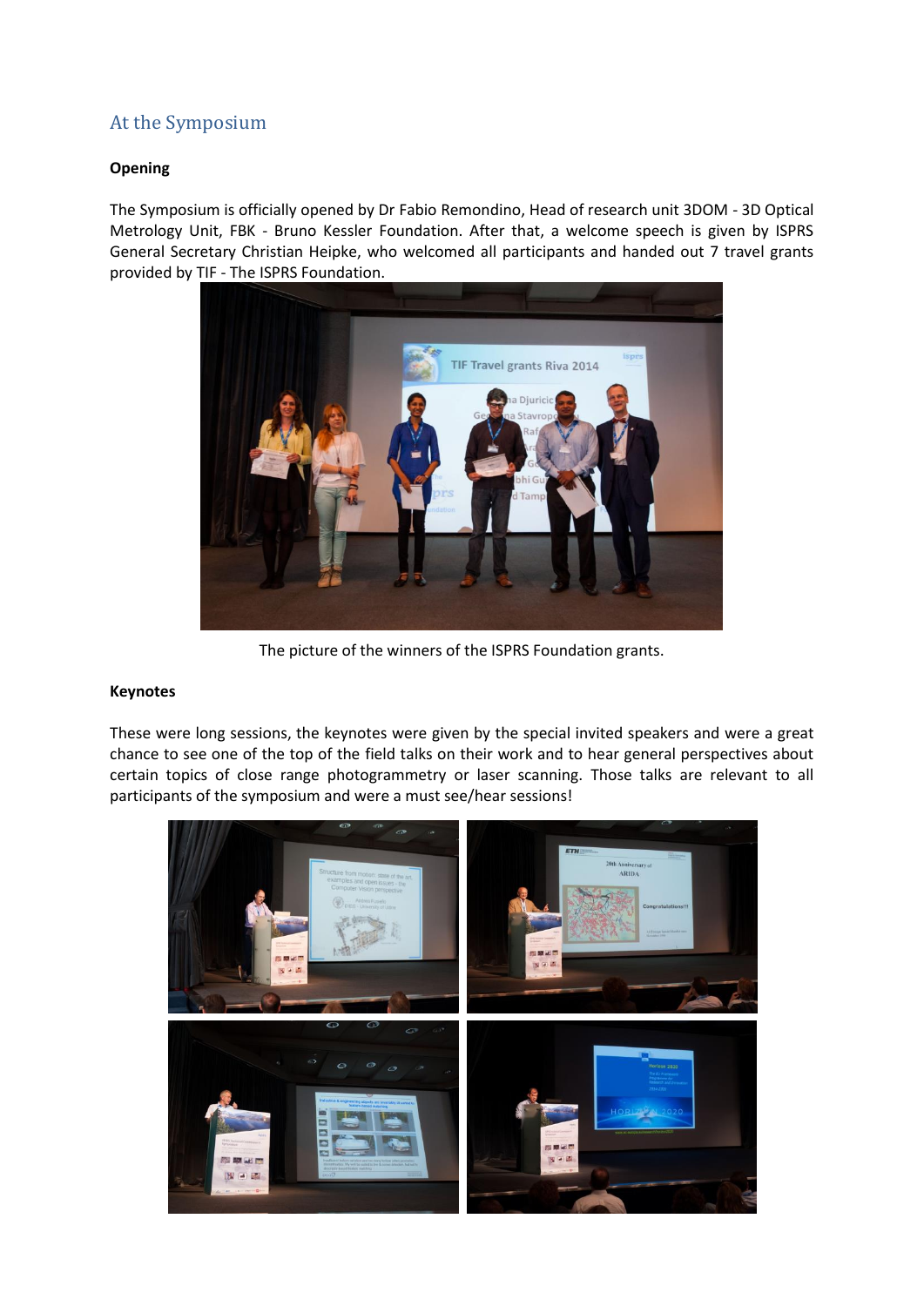## At the Symposium

**Opening**

The Symposium is officially opened by Dr Fabio Remondino, Head of research unit 3DOM - 3D Optical Metrology Unit, FBK - Bruno Kessler Foundation. After that, a welcome speech is given by ISPRS General Secretary Christian Heipke, who welcomed all participants and handed out 7 travel grants provided by TIF - The ISPRS Foundation.

The picture of the winners of the ISPRS Foundation grants.

**Keynotes**

These were long sessions, the keynotes were given by the special invited speakers and were a great chance to see one of the top of the field talks on their work and to hear general perspectives about certain topics of close range photogrammetry or laser scanning. Those talks are relevant to all participants of the symposium and were a must see/hear sessions!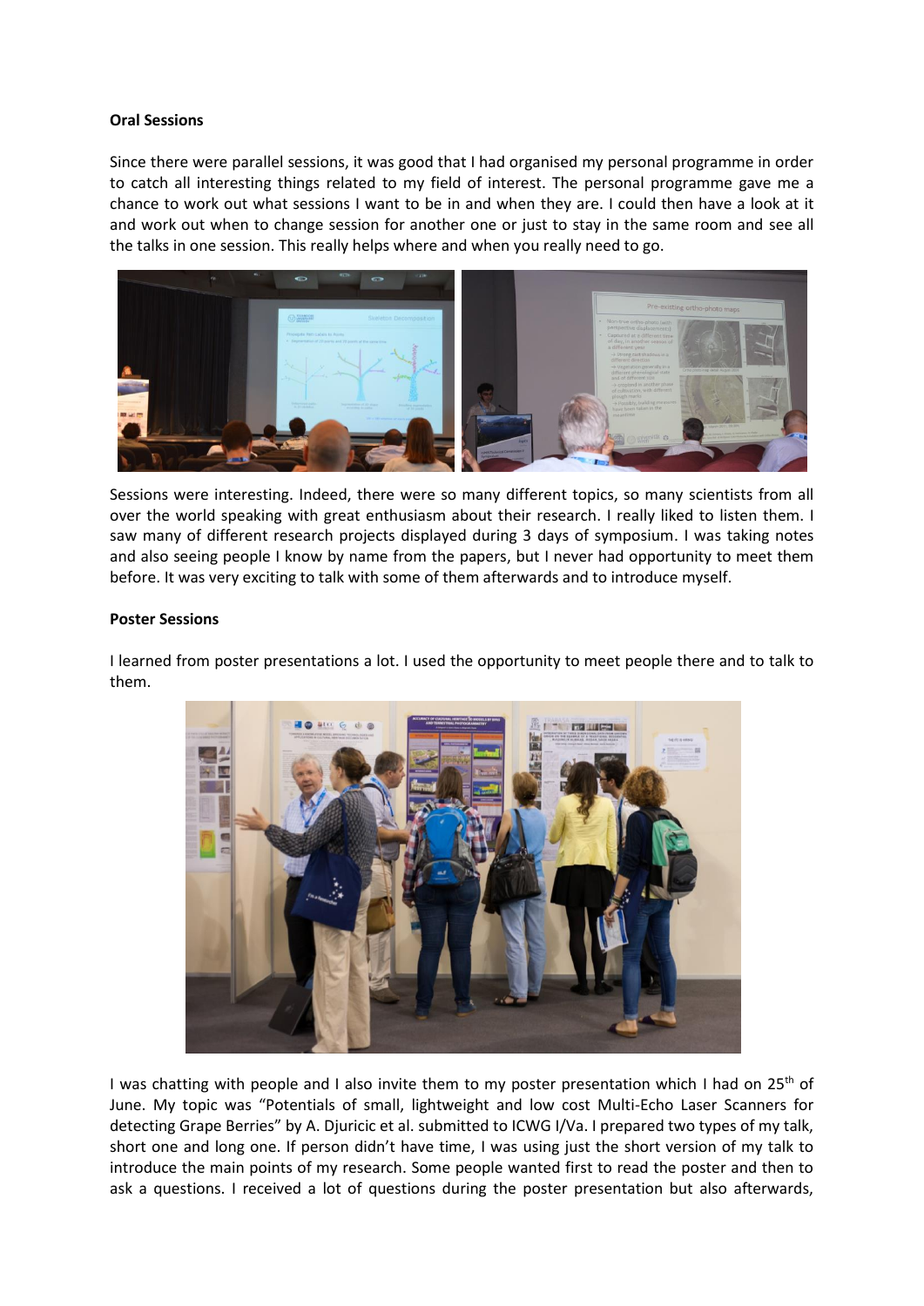**Oral Sessions**

Since there were parallel sessions, it was good that I had organised my personal programme in order to catch all interesting things related to my field of interest. The personal programme gave me a chance to work out what sessions I want to be in and when they are. I could then have a look at it and work out when to change session for another one or just to stay in the same room and see all the talks in one session. This really helps where and when you really need to go.

Sessions were interesting. Indeed, there were so many different topics, so many scientists from all over the world speaking with great enthusiasm about their research. I really liked to listen them. I saw many of different research projects displayed during 3 days of symposium. I was taking notes and also seeing people I know by name from the papers, but I never had opportunity to meet them before. It was very exciting to talk with some of them afterwards and to introduce myself.

**Poster Sessions**

I learned from poster presentations a lot. I used the opportunity to meet people there and to talk to them.

I was chatting with people and I also invite them to my poster presentation which I had on 25th of June. My topic was "Potentials of small, lightweight and low cost Multi-Echo Laser Scanners for detecting Grape Berries" by A. Djuricic et al. submitted to ICWG I/Va. I prepared two types of my talk, short one and long one. If person didn't have time, I was using just the short version of my talk to introduce the main points of my research. Some people wanted first to read the poster and then to ask a questions. I received a lot of questions during the poster presentation but also afterwards,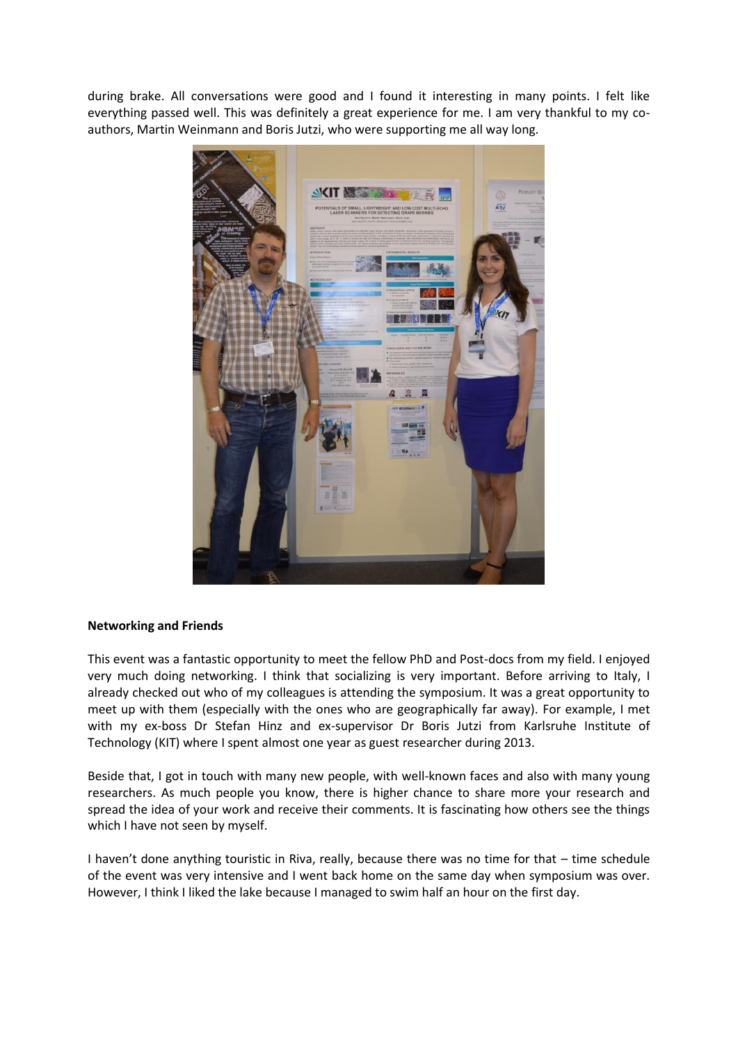during brake. All conversations were good and I found it interesting in many points. I felt like everything passed well. This was definitely a great experience for me. I am very thankful to my co-authors, Martin Weinmann and Boris Jutzi, who were supporting me all way long.

**Networking and Friends**

This event was a fantastic opportunity to meet the fellow PhD and Post-docs from my field. I enjoyed very much doing networking. I think that socializing is very important. Before arriving to Italy, I already checked out who of my colleagues is attending the symposium. It was a great opportunity to meet up with them (especially with the ones who are geographically far away). For example, I met with my ex-boss Dr Stefan Hinz and ex-supervisor Dr Boris Jutzi from Karlsruhe Institute of Technology (KIT) where I spent almost one year as guest researcher during 2013.

Beside that, I got in touch with many new people, with well-known faces and also with many young researchers. As much people you know, there is higher chance to share more your research and spread the idea of your work and receive their comments. It is fascinating how others see the things which I have not seen by myself.

I haven't done anything touristic in Riva, really, because there was no time for that – time schedule of the event was very intensive and I went back home on the same day when symposium was over. However, I think I liked the lake because I managed to swim half an hour on the first day.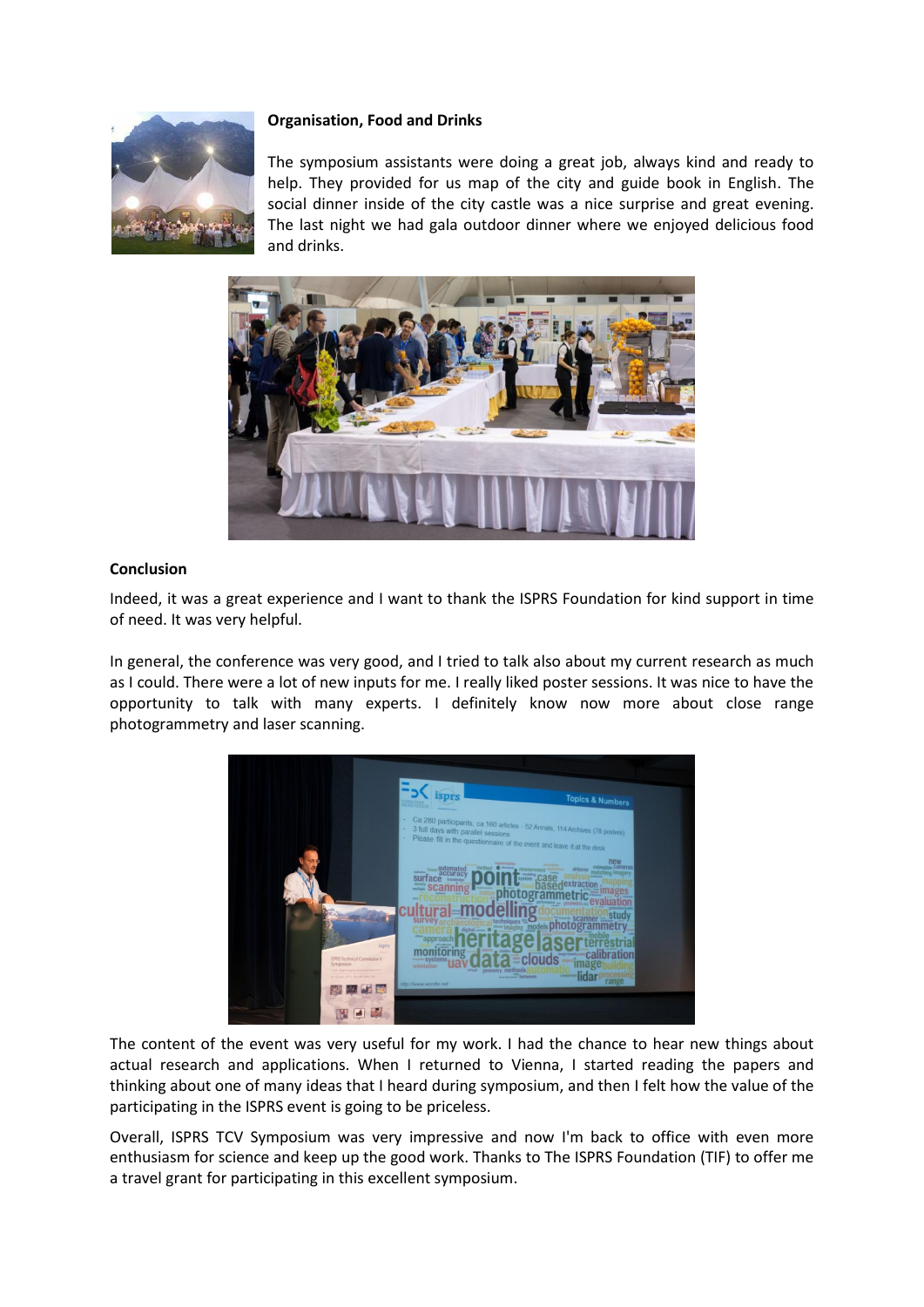**Organisation, Food and Drinks**

The symposium assistants were doing a great job, always kind and ready to help. They provided for us map of the city and guide book in English. The social dinner inside of the city castle was a nice surprise and great evening. The last night we had gala outdoor dinner where we enjoyed delicious food and drinks.

**Conclusion**

Indeed, it was a great experience and I want to thank the ISPRS Foundation for kind support in time of need. It was very helpful.

In general, the conference was very good, and I tried to talk also about my current research as much as I could. There were a lot of new inputs for me. I really liked poster sessions. It was nice to have the opportunity to talk with many experts. I definitely know now more about close range photogrammetry and laser scanning.

The content of the event was very useful for my work. I had the chance to hear new things about actual research and applications. When I returned to Vienna, I started reading the papers and thinking about one of many ideas that I heard during symposium, and then I felt how the value of the participating in the ISPRS event is going to be priceless.

Overall, ISPRS TCV Symposium was very impressive and now I'm back to office with even more enthusiasm for science and keep up the good work. Thanks to The ISPRS Foundation (TIF) to offer me a travel grant for participating in this excellent symposium.